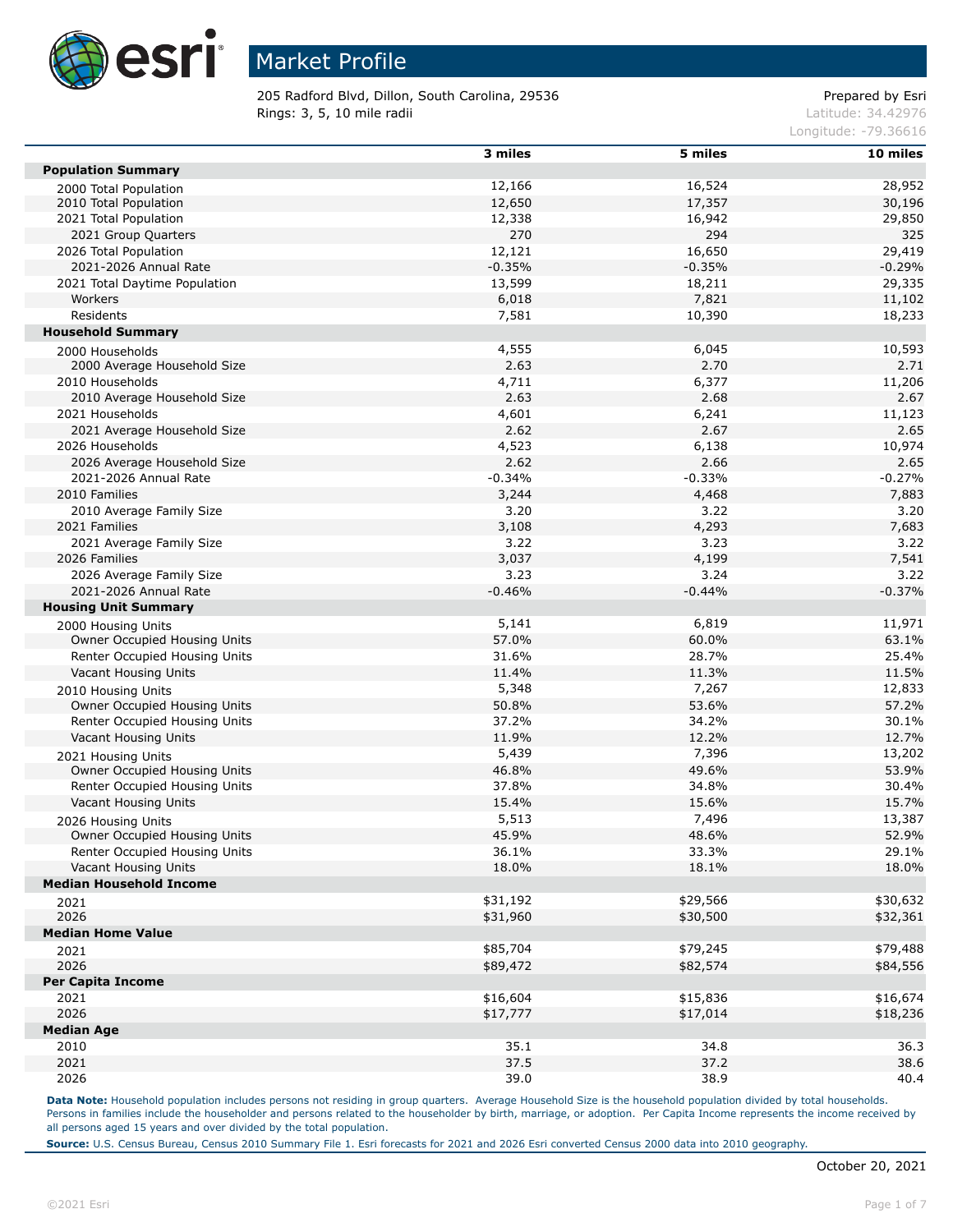# Market Profile

205 Radford Blvd, Dillon, South Carolina, 29536
Rings: 3, 5, 10 mile radii

Prepared by Esri
Latitude: 34.42976
Longitude: -79.36616

| | 3 miles | 5 miles | 10 miles |
|---|---|---|---|
| **Population Summary** | | | |
| 2000 Total Population | 12,166 | 16,524 | 28,952 |
| 2010 Total Population | 12,650 | 17,357 | 30,196 |
| 2021 Total Population | 12,338 | 16,942 | 29,850 |
| 2021 Group Quarters | 270 | 294 | 325 |
| 2026 Total Population | 12,121 | 16,650 | 29,419 |
| 2021-2026 Annual Rate | -0.35% | -0.35% | -0.29% |
| 2021 Total Daytime Population | 13,599 | 18,211 | 29,335 |
| Workers | 6,018 | 7,821 | 11,102 |
| Residents | 7,581 | 10,390 | 18,233 |
| **Household Summary** | | | |
| 2000 Households | 4,555 | 6,045 | 10,593 |
| 2000 Average Household Size | 2.63 | 2.70 | 2.71 |
| 2010 Households | 4,711 | 6,377 | 11,206 |
| 2010 Average Household Size | 2.63 | 2.68 | 2.67 |
| 2021 Households | 4,601 | 6,241 | 11,123 |
| 2021 Average Household Size | 2.62 | 2.67 | 2.65 |
| 2026 Households | 4,523 | 6,138 | 10,974 |
| 2026 Average Household Size | 2.62 | 2.66 | 2.65 |
| 2021-2026 Annual Rate | -0.34% | -0.33% | -0.27% |
| 2010 Families | 3,244 | 4,468 | 7,883 |
| 2010 Average Family Size | 3.20 | 3.22 | 3.20 |
| 2021 Families | 3,108 | 4,293 | 7,683 |
| 2021 Average Family Size | 3.22 | 3.23 | 3.22 |
| 2026 Families | 3,037 | 4,199 | 7,541 |
| 2026 Average Family Size | 3.23 | 3.24 | 3.22 |
| 2021-2026 Annual Rate | -0.46% | -0.44% | -0.37% |
| **Housing Unit Summary** | | | |
| 2000 Housing Units | 5,141 | 6,819 | 11,971 |
| Owner Occupied Housing Units | 57.0% | 60.0% | 63.1% |
| Renter Occupied Housing Units | 31.6% | 28.7% | 25.4% |
| Vacant Housing Units | 11.4% | 11.3% | 11.5% |
| 2010 Housing Units | 5,348 | 7,267 | 12,833 |
| Owner Occupied Housing Units | 50.8% | 53.6% | 57.2% |
| Renter Occupied Housing Units | 37.2% | 34.2% | 30.1% |
| Vacant Housing Units | 11.9% | 12.2% | 12.7% |
| 2021 Housing Units | 5,439 | 7,396 | 13,202 |
| Owner Occupied Housing Units | 46.8% | 49.6% | 53.9% |
| Renter Occupied Housing Units | 37.8% | 34.8% | 30.4% |
| Vacant Housing Units | 15.4% | 15.6% | 15.7% |
| 2026 Housing Units | 5,513 | 7,496 | 13,387 |
| Owner Occupied Housing Units | 45.9% | 48.6% | 52.9% |
| Renter Occupied Housing Units | 36.1% | 33.3% | 29.1% |
| Vacant Housing Units | 18.0% | 18.1% | 18.0% |
| **Median Household Income** | | | |
| 2021 | $31,192 | $29,566 | $30,632 |
| 2026 | $31,960 | $30,500 | $32,361 |
| **Median Home Value** | | | |
| 2021 | $85,704 | $79,245 | $79,488 |
| 2026 | $89,472 | $82,574 | $84,556 |
| **Per Capita Income** | | | |
| 2021 | $16,604 | $15,836 | $16,674 |
| 2026 | $17,777 | $17,014 | $18,236 |
| **Median Age** | | | |
| 2010 | 35.1 | 34.8 | 36.3 |
| 2021 | 37.5 | 37.2 | 38.6 |
| 2026 | 39.0 | 38.9 | 40.4 |

**Data Note:** Household population includes persons not residing in group quarters. Average Household Size is the household population divided by total households. Persons in families include the householder and persons related to the householder by birth, marriage, or adoption. Per Capita Income represents the income received by all persons aged 15 years and over divided by the total population.

**Source:** U.S. Census Bureau, Census 2010 Summary File 1. Esri forecasts for 2021 and 2026 Esri converted Census 2000 data into 2010 geography.

October 20, 2021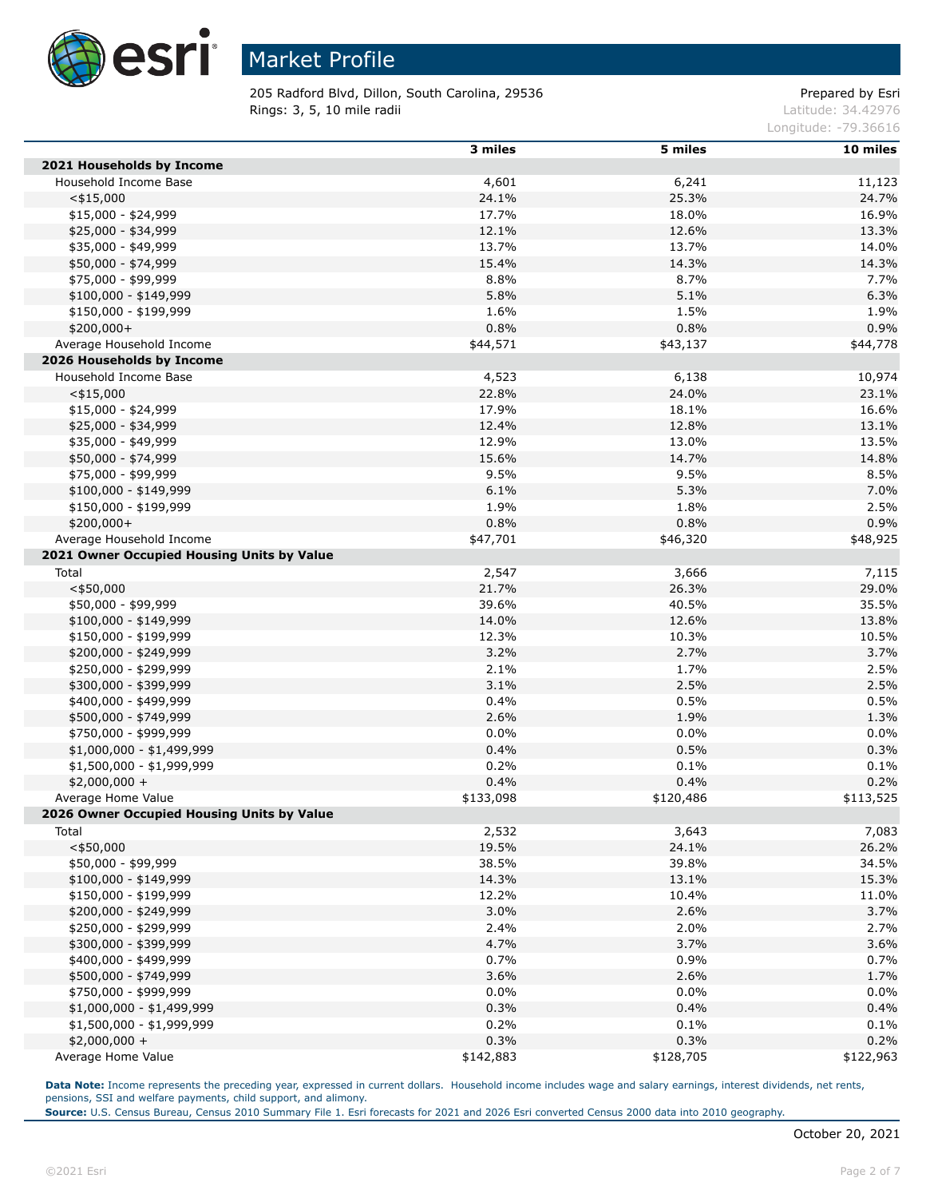# Market Profile

205 Radford Blvd, Dillon, South Carolina, 29536
Rings: 3, 5, 10 mile radii

Prepared by Esri
Latitude: 34.42976
Longitude: -79.36616

| | 3 miles | 5 miles | 10 miles |
|---|---|---|---|
| **2021 Households by Income** | | | |
| Household Income Base | 4,601 | 6,241 | 11,123 |
| <$15,000 | 24.1% | 25.3% | 24.7% |
| $15,000 - $24,999 | 17.7% | 18.0% | 16.9% |
| $25,000 - $34,999 | 12.1% | 12.6% | 13.3% |
| $35,000 - $49,999 | 13.7% | 13.7% | 14.0% |
| $50,000 - $74,999 | 15.4% | 14.3% | 14.3% |
| $75,000 - $99,999 | 8.8% | 8.7% | 7.7% |
| $100,000 - $149,999 | 5.8% | 5.1% | 6.3% |
| $150,000 - $199,999 | 1.6% | 1.5% | 1.9% |
| $200,000+ | 0.8% | 0.8% | 0.9% |
| Average Household Income | $44,571 | $43,137 | $44,778 |
| **2026 Households by Income** | | | |
| Household Income Base | 4,523 | 6,138 | 10,974 |
| <$15,000 | 22.8% | 24.0% | 23.1% |
| $15,000 - $24,999 | 17.9% | 18.1% | 16.6% |
| $25,000 - $34,999 | 12.4% | 12.8% | 13.1% |
| $35,000 - $49,999 | 12.9% | 13.0% | 13.5% |
| $50,000 - $74,999 | 15.6% | 14.7% | 14.8% |
| $75,000 - $99,999 | 9.5% | 9.5% | 8.5% |
| $100,000 - $149,999 | 6.1% | 5.3% | 7.0% |
| $150,000 - $199,999 | 1.9% | 1.8% | 2.5% |
| $200,000+ | 0.8% | 0.8% | 0.9% |
| Average Household Income | $47,701 | $46,320 | $48,925 |
| **2021 Owner Occupied Housing Units by Value** | | | |
| Total | 2,547 | 3,666 | 7,115 |
| <$50,000 | 21.7% | 26.3% | 29.0% |
| $50,000 - $99,999 | 39.6% | 40.5% | 35.5% |
| $100,000 - $149,999 | 14.0% | 12.6% | 13.8% |
| $150,000 - $199,999 | 12.3% | 10.3% | 10.5% |
| $200,000 - $249,999 | 3.2% | 2.7% | 3.7% |
| $250,000 - $299,999 | 2.1% | 1.7% | 2.5% |
| $300,000 - $399,999 | 3.1% | 2.5% | 2.5% |
| $400,000 - $499,999 | 0.4% | 0.5% | 0.5% |
| $500,000 - $749,999 | 2.6% | 1.9% | 1.3% |
| $750,000 - $999,999 | 0.0% | 0.0% | 0.0% |
| $1,000,000 - $1,499,999 | 0.4% | 0.5% | 0.3% |
| $1,500,000 - $1,999,999 | 0.2% | 0.1% | 0.1% |
| $2,000,000 + | 0.4% | 0.4% | 0.2% |
| Average Home Value | $133,098 | $120,486 | $113,525 |
| **2026 Owner Occupied Housing Units by Value** | | | |
| Total | 2,532 | 3,643 | 7,083 |
| <$50,000 | 19.5% | 24.1% | 26.2% |
| $50,000 - $99,999 | 38.5% | 39.8% | 34.5% |
| $100,000 - $149,999 | 14.3% | 13.1% | 15.3% |
| $150,000 - $199,999 | 12.2% | 10.4% | 11.0% |
| $200,000 - $249,999 | 3.0% | 2.6% | 3.7% |
| $250,000 - $299,999 | 2.4% | 2.0% | 2.7% |
| $300,000 - $399,999 | 4.7% | 3.7% | 3.6% |
| $400,000 - $499,999 | 0.7% | 0.9% | 0.7% |
| $500,000 - $749,999 | 3.6% | 2.6% | 1.7% |
| $750,000 - $999,999 | 0.0% | 0.0% | 0.0% |
| $1,000,000 - $1,499,999 | 0.3% | 0.4% | 0.4% |
| $1,500,000 - $1,999,999 | 0.2% | 0.1% | 0.1% |
| $2,000,000 + | 0.3% | 0.3% | 0.2% |
| Average Home Value | $142,883 | $128,705 | $122,963 |

**Data Note:** Income represents the preceding year, expressed in current dollars. Household income includes wage and salary earnings, interest dividends, net rents, pensions, SSI and welfare payments, child support, and alimony.
**Source:** U.S. Census Bureau, Census 2010 Summary File 1. Esri forecasts for 2021 and 2026 Esri converted Census 2000 data into 2010 geography.

October 20, 2021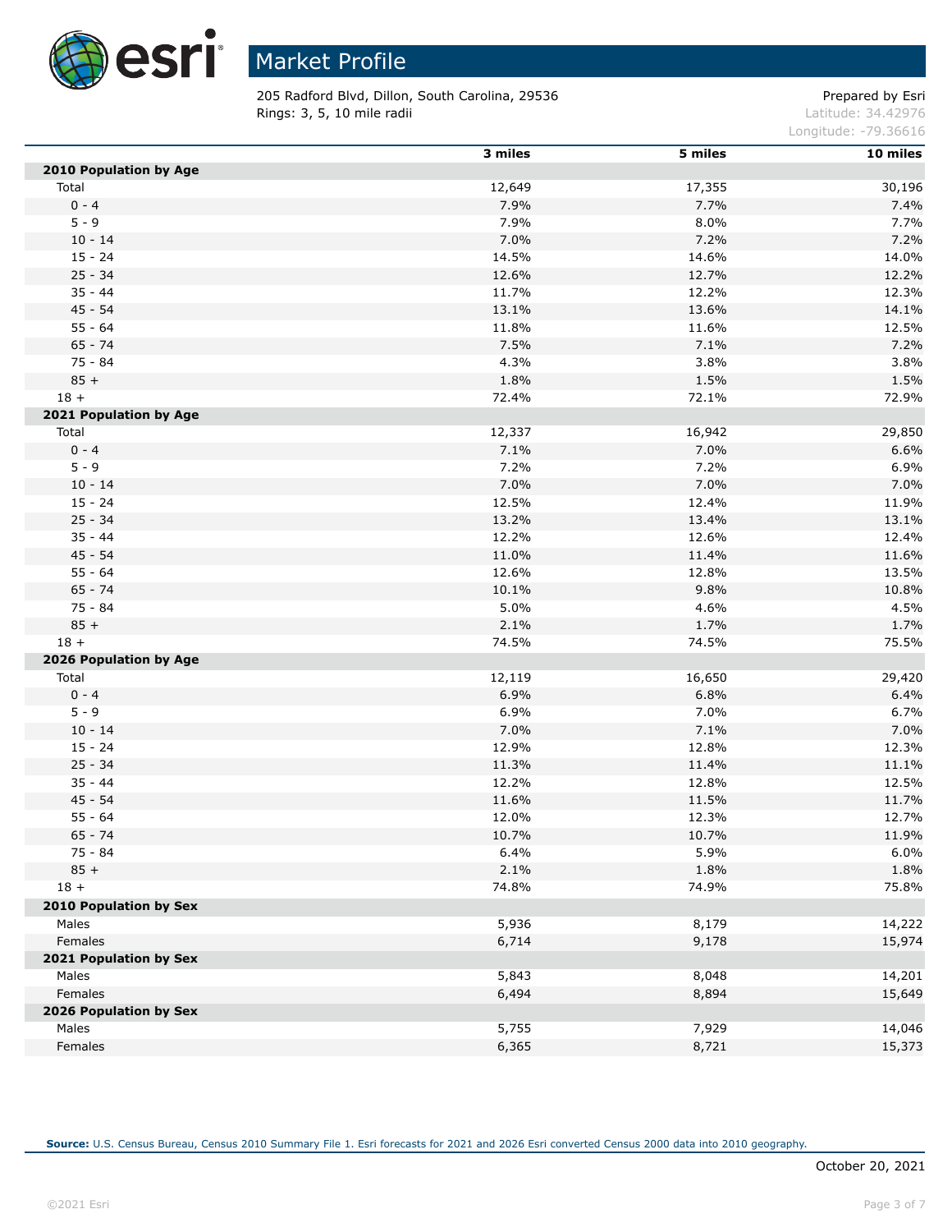# Market Profile

205 Radford Blvd, Dillon, South Carolina, 29536
Rings: 3, 5, 10 mile radii

Prepared by Esri
Latitude: 34.42976
Longitude: -79.36616

| | 3 miles | 5 miles | 10 miles |
|---|---|---|---|
| **2010 Population by Age** | | | |
| Total | 12,649 | 17,355 | 30,196 |
| 0 - 4 | 7.9% | 7.7% | 7.4% |
| 5 - 9 | 7.9% | 8.0% | 7.7% |
| 10 - 14 | 7.0% | 7.2% | 7.2% |
| 15 - 24 | 14.5% | 14.6% | 14.0% |
| 25 - 34 | 12.6% | 12.7% | 12.2% |
| 35 - 44 | 11.7% | 12.2% | 12.3% |
| 45 - 54 | 13.1% | 13.6% | 14.1% |
| 55 - 64 | 11.8% | 11.6% | 12.5% |
| 65 - 74 | 7.5% | 7.1% | 7.2% |
| 75 - 84 | 4.3% | 3.8% | 3.8% |
| 85 + | 1.8% | 1.5% | 1.5% |
| 18 + | 72.4% | 72.1% | 72.9% |
| **2021 Population by Age** | | | |
| Total | 12,337 | 16,942 | 29,850 |
| 0 - 4 | 7.1% | 7.0% | 6.6% |
| 5 - 9 | 7.2% | 7.2% | 6.9% |
| 10 - 14 | 7.0% | 7.0% | 7.0% |
| 15 - 24 | 12.5% | 12.4% | 11.9% |
| 25 - 34 | 13.2% | 13.4% | 13.1% |
| 35 - 44 | 12.2% | 12.6% | 12.4% |
| 45 - 54 | 11.0% | 11.4% | 11.6% |
| 55 - 64 | 12.6% | 12.8% | 13.5% |
| 65 - 74 | 10.1% | 9.8% | 10.8% |
| 75 - 84 | 5.0% | 4.6% | 4.5% |
| 85 + | 2.1% | 1.7% | 1.7% |
| 18 + | 74.5% | 74.5% | 75.5% |
| **2026 Population by Age** | | | |
| Total | 12,119 | 16,650 | 29,420 |
| 0 - 4 | 6.9% | 6.8% | 6.4% |
| 5 - 9 | 6.9% | 7.0% | 6.7% |
| 10 - 14 | 7.0% | 7.1% | 7.0% |
| 15 - 24 | 12.9% | 12.8% | 12.3% |
| 25 - 34 | 11.3% | 11.4% | 11.1% |
| 35 - 44 | 12.2% | 12.8% | 12.5% |
| 45 - 54 | 11.6% | 11.5% | 11.7% |
| 55 - 64 | 12.0% | 12.3% | 12.7% |
| 65 - 74 | 10.7% | 10.7% | 11.9% |
| 75 - 84 | 6.4% | 5.9% | 6.0% |
| 85 + | 2.1% | 1.8% | 1.8% |
| 18 + | 74.8% | 74.9% | 75.8% |
| **2010 Population by Sex** | | | |
| Males | 5,936 | 8,179 | 14,222 |
| Females | 6,714 | 9,178 | 15,974 |
| **2021 Population by Sex** | | | |
| Males | 5,843 | 8,048 | 14,201 |
| Females | 6,494 | 8,894 | 15,649 |
| **2026 Population by Sex** | | | |
| Males | 5,755 | 7,929 | 14,046 |
| Females | 6,365 | 8,721 | 15,373 |

**Source:** U.S. Census Bureau, Census 2010 Summary File 1. Esri forecasts for 2021 and 2026 Esri converted Census 2000 data into 2010 geography.

October 20, 2021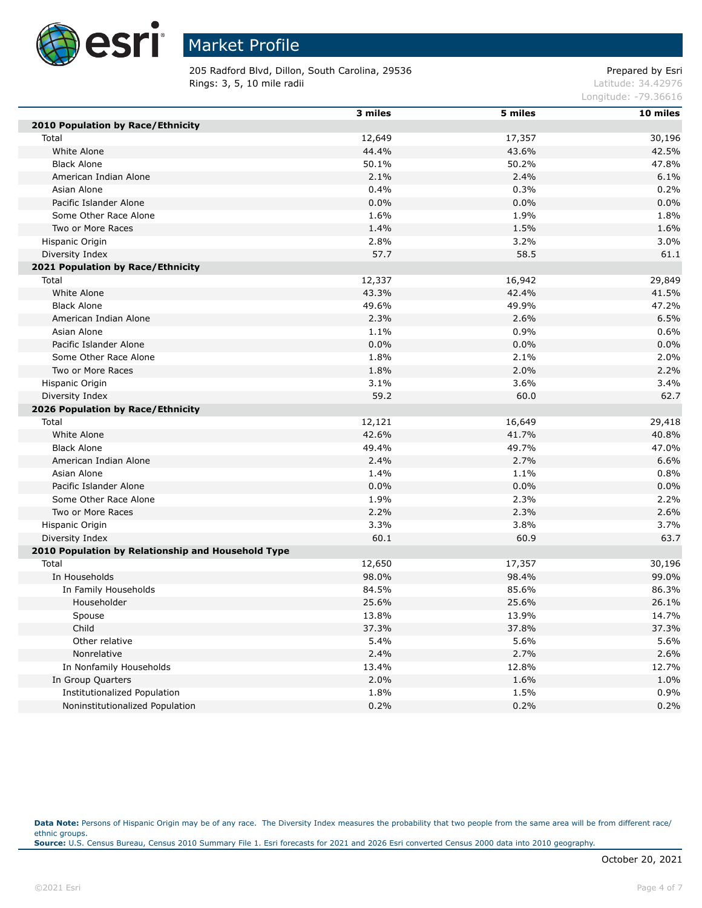# Market Profile

205 Radford Blvd, Dillon, South Carolina, 29536
Rings: 3, 5, 10 mile radii

Prepared by Esri
Latitude: 34.42976
Longitude: -79.36616

| | 3 miles | 5 miles | 10 miles |
|---|---|---|---|
| **2010 Population by Race/Ethnicity** | | | |
| Total | 12,649 | 17,357 | 30,196 |
| White Alone | 44.4% | 43.6% | 42.5% |
| Black Alone | 50.1% | 50.2% | 47.8% |
| American Indian Alone | 2.1% | 2.4% | 6.1% |
| Asian Alone | 0.4% | 0.3% | 0.2% |
| Pacific Islander Alone | 0.0% | 0.0% | 0.0% |
| Some Other Race Alone | 1.6% | 1.9% | 1.8% |
| Two or More Races | 1.4% | 1.5% | 1.6% |
| Hispanic Origin | 2.8% | 3.2% | 3.0% |
| Diversity Index | 57.7 | 58.5 | 61.1 |
| **2021 Population by Race/Ethnicity** | | | |
| Total | 12,337 | 16,942 | 29,849 |
| White Alone | 43.3% | 42.4% | 41.5% |
| Black Alone | 49.6% | 49.9% | 47.2% |
| American Indian Alone | 2.3% | 2.6% | 6.5% |
| Asian Alone | 1.1% | 0.9% | 0.6% |
| Pacific Islander Alone | 0.0% | 0.0% | 0.0% |
| Some Other Race Alone | 1.8% | 2.1% | 2.0% |
| Two or More Races | 1.8% | 2.0% | 2.2% |
| Hispanic Origin | 3.1% | 3.6% | 3.4% |
| Diversity Index | 59.2 | 60.0 | 62.7 |
| **2026 Population by Race/Ethnicity** | | | |
| Total | 12,121 | 16,649 | 29,418 |
| White Alone | 42.6% | 41.7% | 40.8% |
| Black Alone | 49.4% | 49.7% | 47.0% |
| American Indian Alone | 2.4% | 2.7% | 6.6% |
| Asian Alone | 1.4% | 1.1% | 0.8% |
| Pacific Islander Alone | 0.0% | 0.0% | 0.0% |
| Some Other Race Alone | 1.9% | 2.3% | 2.2% |
| Two or More Races | 2.2% | 2.3% | 2.6% |
| Hispanic Origin | 3.3% | 3.8% | 3.7% |
| Diversity Index | 60.1 | 60.9 | 63.7 |
| **2010 Population by Relationship and Household Type** | | | |
| Total | 12,650 | 17,357 | 30,196 |
| In Households | 98.0% | 98.4% | 99.0% |
| In Family Households | 84.5% | 85.6% | 86.3% |
| Householder | 25.6% | 25.6% | 26.1% |
| Spouse | 13.8% | 13.9% | 14.7% |
| Child | 37.3% | 37.8% | 37.3% |
| Other relative | 5.4% | 5.6% | 5.6% |
| Nonrelative | 2.4% | 2.7% | 2.6% |
| In Nonfamily Households | 13.4% | 12.8% | 12.7% |
| In Group Quarters | 2.0% | 1.6% | 1.0% |
| Institutionalized Population | 1.8% | 1.5% | 0.9% |
| Noninstitutionalized Population | 0.2% | 0.2% | 0.2% |

**Data Note:** Persons of Hispanic Origin may be of any race. The Diversity Index measures the probability that two people from the same area will be from different race/ethnic groups.
**Source:** U.S. Census Bureau, Census 2010 Summary File 1. Esri forecasts for 2021 and 2026 Esri converted Census 2000 data into 2010 geography.

October 20, 2021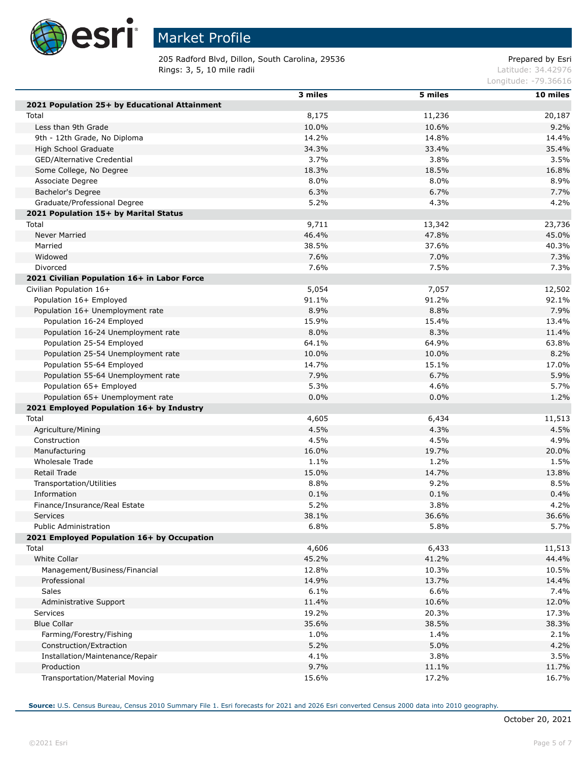# Market Profile

205 Radford Blvd, Dillon, South Carolina, 29536
Rings: 3, 5, 10 mile radii

Prepared by Esri
Latitude: 34.42976
Longitude: -79.36616

| | 3 miles | 5 miles | 10 miles |
|---|---|---|---|
| **2021 Population 25+ by Educational Attainment** | | | |
| Total | 8,175 | 11,236 | 20,187 |
| Less than 9th Grade | 10.0% | 10.6% | 9.2% |
| 9th - 12th Grade, No Diploma | 14.2% | 14.8% | 14.4% |
| High School Graduate | 34.3% | 33.4% | 35.4% |
| GED/Alternative Credential | 3.7% | 3.8% | 3.5% |
| Some College, No Degree | 18.3% | 18.5% | 16.8% |
| Associate Degree | 8.0% | 8.0% | 8.9% |
| Bachelor's Degree | 6.3% | 6.7% | 7.7% |
| Graduate/Professional Degree | 5.2% | 4.3% | 4.2% |
| **2021 Population 15+ by Marital Status** | | | |
| Total | 9,711 | 13,342 | 23,736 |
| Never Married | 46.4% | 47.8% | 45.0% |
| Married | 38.5% | 37.6% | 40.3% |
| Widowed | 7.6% | 7.0% | 7.3% |
| Divorced | 7.6% | 7.5% | 7.3% |
| **2021 Civilian Population 16+ in Labor Force** | | | |
| Civilian Population 16+ | 5,054 | 7,057 | 12,502 |
| Population 16+ Employed | 91.1% | 91.2% | 92.1% |
| Population 16+ Unemployment rate | 8.9% | 8.8% | 7.9% |
| Population 16-24 Employed | 15.9% | 15.4% | 13.4% |
| Population 16-24 Unemployment rate | 8.0% | 8.3% | 11.4% |
| Population 25-54 Employed | 64.1% | 64.9% | 63.8% |
| Population 25-54 Unemployment rate | 10.0% | 10.0% | 8.2% |
| Population 55-64 Employed | 14.7% | 15.1% | 17.0% |
| Population 55-64 Unemployment rate | 7.9% | 6.7% | 5.9% |
| Population 65+ Employed | 5.3% | 4.6% | 5.7% |
| Population 65+ Unemployment rate | 0.0% | 0.0% | 1.2% |
| **2021 Employed Population 16+ by Industry** | | | |
| Total | 4,605 | 6,434 | 11,513 |
| Agriculture/Mining | 4.5% | 4.3% | 4.5% |
| Construction | 4.5% | 4.5% | 4.9% |
| Manufacturing | 16.0% | 19.7% | 20.0% |
| Wholesale Trade | 1.1% | 1.2% | 1.5% |
| Retail Trade | 15.0% | 14.7% | 13.8% |
| Transportation/Utilities | 8.8% | 9.2% | 8.5% |
| Information | 0.1% | 0.1% | 0.4% |
| Finance/Insurance/Real Estate | 5.2% | 3.8% | 4.2% |
| Services | 38.1% | 36.6% | 36.6% |
| Public Administration | 6.8% | 5.8% | 5.7% |
| **2021 Employed Population 16+ by Occupation** | | | |
| Total | 4,606 | 6,433 | 11,513 |
| White Collar | 45.2% | 41.2% | 44.4% |
| Management/Business/Financial | 12.8% | 10.3% | 10.5% |
| Professional | 14.9% | 13.7% | 14.4% |
| Sales | 6.1% | 6.6% | 7.4% |
| Administrative Support | 11.4% | 10.6% | 12.0% |
| Services | 19.2% | 20.3% | 17.3% |
| Blue Collar | 35.6% | 38.5% | 38.3% |
| Farming/Forestry/Fishing | 1.0% | 1.4% | 2.1% |
| Construction/Extraction | 5.2% | 5.0% | 4.2% |
| Installation/Maintenance/Repair | 4.1% | 3.8% | 3.5% |
| Production | 9.7% | 11.1% | 11.7% |
| Transportation/Material Moving | 15.6% | 17.2% | 16.7% |

**Source:** U.S. Census Bureau, Census 2010 Summary File 1. Esri forecasts for 2021 and 2026 Esri converted Census 2000 data into 2010 geography.

October 20, 2021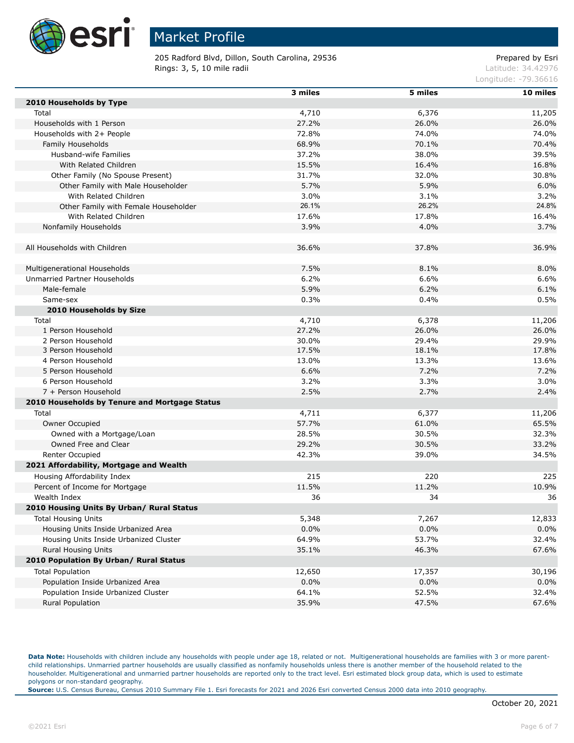# Market Profile

205 Radford Blvd, Dillon, South Carolina, 29536
Rings: 3, 5, 10 mile radii

Prepared by Esri
Latitude: 34.42976
Longitude: -79.36616

| | 3 miles | 5 miles | 10 miles |
|---|---|---|---|
| **2010 Households by Type** | | | |
| Total | 4,710 | 6,376 | 11,205 |
| Households with 1 Person | 27.2% | 26.0% | 26.0% |
| Households with 2+ People | 72.8% | 74.0% | 74.0% |
| Family Households | 68.9% | 70.1% | 70.4% |
| Husband-wife Families | 37.2% | 38.0% | 39.5% |
| With Related Children | 15.5% | 16.4% | 16.8% |
| Other Family (No Spouse Present) | 31.7% | 32.0% | 30.8% |
| Other Family with Male Householder | 5.7% | 5.9% | 6.0% |
| With Related Children | 3.0% | 3.1% | 3.2% |
| Other Family with Female Householder | 26.1% | 26.2% | 24.8% |
| With Related Children | 17.6% | 17.8% | 16.4% |
| Nonfamily Households | 3.9% | 4.0% | 3.7% |
| | | | |
| All Households with Children | 36.6% | 37.8% | 36.9% |
| | | | |
| Multigenerational Households | 7.5% | 8.1% | 8.0% |
| Unmarried Partner Households | 6.2% | 6.6% | 6.6% |
| Male-female | 5.9% | 6.2% | 6.1% |
| Same-sex | 0.3% | 0.4% | 0.5% |
| **2010 Households by Size** | | | |
| Total | 4,710 | 6,378 | 11,206 |
| 1 Person Household | 27.2% | 26.0% | 26.0% |
| 2 Person Household | 30.0% | 29.4% | 29.9% |
| 3 Person Household | 17.5% | 18.1% | 17.8% |
| 4 Person Household | 13.0% | 13.3% | 13.6% |
| 5 Person Household | 6.6% | 7.2% | 7.2% |
| 6 Person Household | 3.2% | 3.3% | 3.0% |
| 7 + Person Household | 2.5% | 2.7% | 2.4% |
| **2010 Households by Tenure and Mortgage Status** | | | |
| Total | 4,711 | 6,377 | 11,206 |
| Owner Occupied | 57.7% | 61.0% | 65.5% |
| Owned with a Mortgage/Loan | 28.5% | 30.5% | 32.3% |
| Owned Free and Clear | 29.2% | 30.5% | 33.2% |
| Renter Occupied | 42.3% | 39.0% | 34.5% |
| **2021 Affordability, Mortgage and Wealth** | | | |
| Housing Affordability Index | 215 | 220 | 225 |
| Percent of Income for Mortgage | 11.5% | 11.2% | 10.9% |
| Wealth Index | 36 | 34 | 36 |
| **2010 Housing Units By Urban/ Rural Status** | | | |
| Total Housing Units | 5,348 | 7,267 | 12,833 |
| Housing Units Inside Urbanized Area | 0.0% | 0.0% | 0.0% |
| Housing Units Inside Urbanized Cluster | 64.9% | 53.7% | 32.4% |
| Rural Housing Units | 35.1% | 46.3% | 67.6% |
| **2010 Population By Urban/ Rural Status** | | | |
| Total Population | 12,650 | 17,357 | 30,196 |
| Population Inside Urbanized Area | 0.0% | 0.0% | 0.0% |
| Population Inside Urbanized Cluster | 64.1% | 52.5% | 32.4% |
| Rural Population | 35.9% | 47.5% | 67.6% |

**Data Note:** Households with children include any households with people under age 18, related or not. Multigenerational households are families with 3 or more parent-child relationships. Unmarried partner households are usually classified as nonfamily households unless there is another member of the household related to the householder. Multigenerational and unmarried partner households are reported only to the tract level. Esri estimated block group data, which is used to estimate polygons or non-standard geography.
**Source:** U.S. Census Bureau, Census 2010 Summary File 1. Esri forecasts for 2021 and 2026 Esri converted Census 2000 data into 2010 geography.

October 20, 2021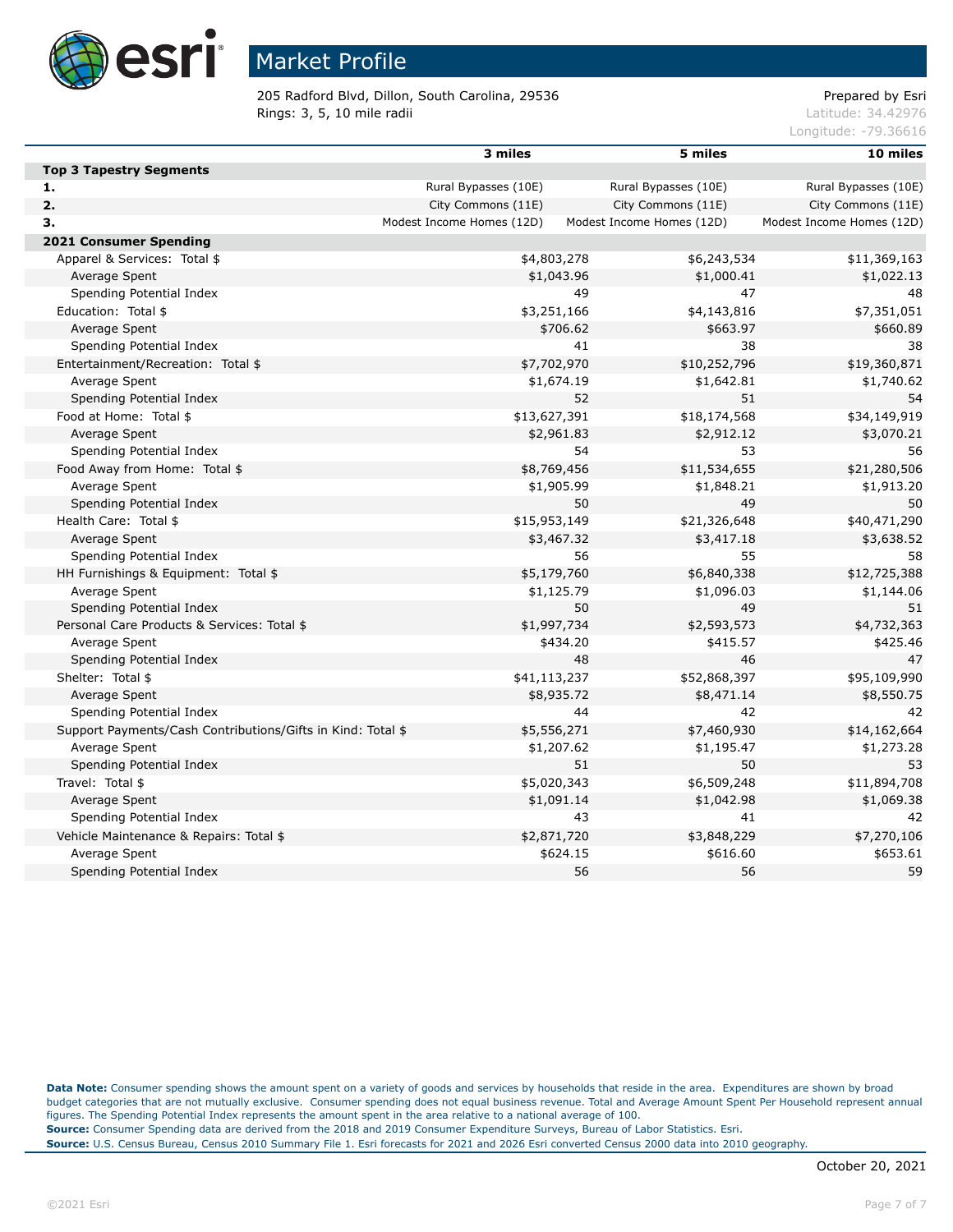# Market Profile

205 Radford Blvd, Dillon, South Carolina, 29536
Rings: 3, 5, 10 mile radii

Prepared by Esri
Latitude: 34.42976
Longitude: -79.36616

| | 3 miles | 5 miles | 10 miles |
|---|---|---|---|
| **Top 3 Tapestry Segments** | | | |
| **1.** | Rural Bypasses (10E) | Rural Bypasses (10E) | Rural Bypasses (10E) |
| **2.** | City Commons (11E) | City Commons (11E) | City Commons (11E) |
| **3.** | Modest Income Homes (12D) | Modest Income Homes (12D) | Modest Income Homes (12D) |
| **2021 Consumer Spending** | | | |
| Apparel & Services: Total $ | $4,803,278 | $6,243,534 | $11,369,163 |
| Average Spent | $1,043.96 | $1,000.41 | $1,022.13 |
| Spending Potential Index | 49 | 47 | 48 |
| Education: Total $ | $3,251,166 | $4,143,816 | $7,351,051 |
| Average Spent | $706.62 | $663.97 | $660.89 |
| Spending Potential Index | 41 | 38 | 38 |
| Entertainment/Recreation: Total $ | $7,702,970 | $10,252,796 | $19,360,871 |
| Average Spent | $1,674.19 | $1,642.81 | $1,740.62 |
| Spending Potential Index | 52 | 51 | 54 |
| Food at Home: Total $ | $13,627,391 | $18,174,568 | $34,149,919 |
| Average Spent | $2,961.83 | $2,912.12 | $3,070.21 |
| Spending Potential Index | 54 | 53 | 56 |
| Food Away from Home: Total $ | $8,769,456 | $11,534,655 | $21,280,506 |
| Average Spent | $1,905.99 | $1,848.21 | $1,913.20 |
| Spending Potential Index | 50 | 49 | 50 |
| Health Care: Total $ | $15,953,149 | $21,326,648 | $40,471,290 |
| Average Spent | $3,467.32 | $3,417.18 | $3,638.52 |
| Spending Potential Index | 56 | 55 | 58 |
| HH Furnishings & Equipment: Total $ | $5,179,760 | $6,840,338 | $12,725,388 |
| Average Spent | $1,125.79 | $1,096.03 | $1,144.06 |
| Spending Potential Index | 50 | 49 | 51 |
| Personal Care Products & Services: Total $ | $1,997,734 | $2,593,573 | $4,732,363 |
| Average Spent | $434.20 | $415.57 | $425.46 |
| Spending Potential Index | 48 | 46 | 47 |
| Shelter: Total $ | $41,113,237 | $52,868,397 | $95,109,990 |
| Average Spent | $8,935.72 | $8,471.14 | $8,550.75 |
| Spending Potential Index | 44 | 42 | 42 |
| Support Payments/Cash Contributions/Gifts in Kind: Total $ | $5,556,271 | $7,460,930 | $14,162,664 |
| Average Spent | $1,207.62 | $1,195.47 | $1,273.28 |
| Spending Potential Index | 51 | 50 | 53 |
| Travel: Total $ | $5,020,343 | $6,509,248 | $11,894,708 |
| Average Spent | $1,091.14 | $1,042.98 | $1,069.38 |
| Spending Potential Index | 43 | 41 | 42 |
| Vehicle Maintenance & Repairs: Total $ | $2,871,720 | $3,848,229 | $7,270,106 |
| Average Spent | $624.15 | $616.60 | $653.61 |
| Spending Potential Index | 56 | 56 | 59 |

**Data Note:** Consumer spending shows the amount spent on a variety of goods and services by households that reside in the area. Expenditures are shown by broad budget categories that are not mutually exclusive. Consumer spending does not equal business revenue. Total and Average Amount Spent Per Household represent annual figures. The Spending Potential Index represents the amount spent in the area relative to a national average of 100.
**Source:** Consumer Spending data are derived from the 2018 and 2019 Consumer Expenditure Surveys, Bureau of Labor Statistics. Esri.
**Source:** U.S. Census Bureau, Census 2010 Summary File 1. Esri forecasts for 2021 and 2026 Esri converted Census 2000 data into 2010 geography.

October 20, 2021